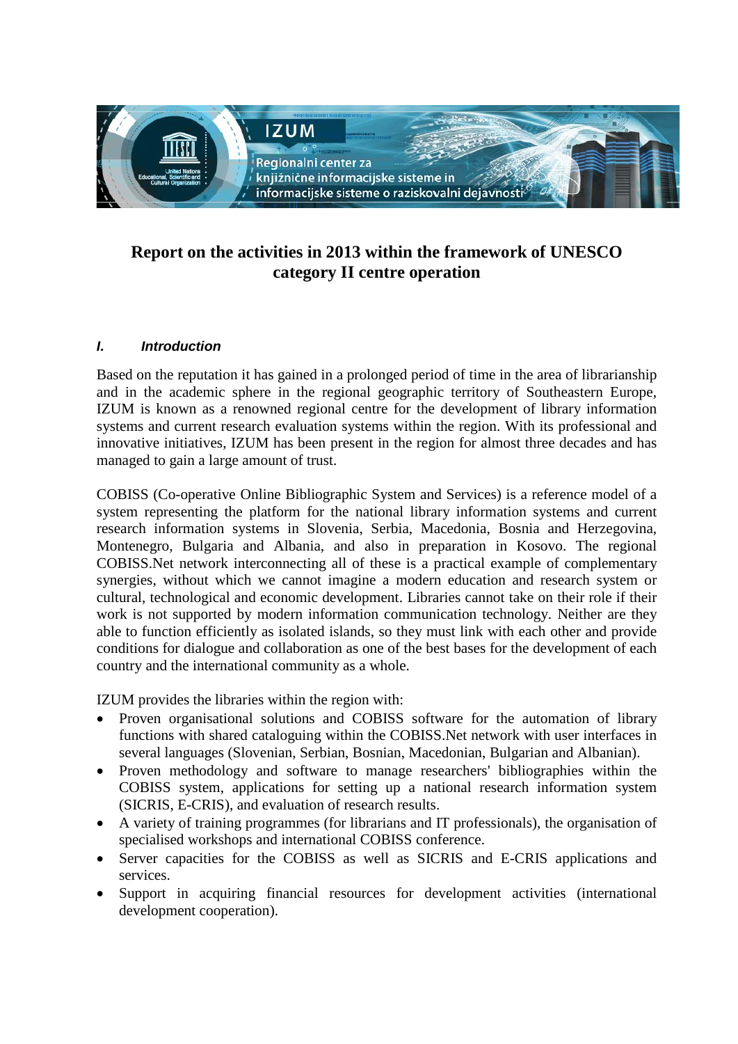# Report on the activities in 2013 within the framework of UNESCO category II centre operation

## *I. Introduction*

Based on the reputation it has gained in a prolonged period of time in the area of librarianship and in the academic sphere in the regional geographic territory of Southeastern Europe, IZUM is known as a renowned regional centre for the development of library information systems and current research evaluation systems within the region. With its professional and innovative initiatives, IZUM has been present in the region for almost three decades and has managed to gain a large amount of trust.

COBISS (Co-operative Online Bibliographic System and Services) is a reference model of a system representing the platform for the national library information systems and current research information systems in Slovenia, Serbia, Macedonia, Bosnia and Herzegovina, Montenegro, Bulgaria and Albania, and also in preparation in Kosovo. The regional COBISS.Net network interconnecting all of these is a practical example of complementary synergies, without which we cannot imagine a modern education and research system or cultural, technological and economic development. Libraries cannot take on their role if their work is not supported by modern information communication technology. Neither are they able to function efficiently as isolated islands, so they must link with each other and provide conditions for dialogue and collaboration as one of the best bases for the development of each country and the international community as a whole.

IZUM provides the libraries within the region with:

- Proven organisational solutions and COBISS software for the automation of library functions with shared cataloguing within the COBISS.Net network with user interfaces in several languages (Slovenian, Serbian, Bosnian, Macedonian, Bulgarian and Albanian).
- Proven methodology and software to manage researchers' bibliographies within the COBISS system, applications for setting up a national research information system (SICRIS, E-CRIS), and evaluation of research results.
- A variety of training programmes (for librarians and IT professionals), the organisation of specialised workshops and international COBISS conference.
- Server capacities for the COBISS as well as SICRIS and E-CRIS applications and services.
- Support in acquiring financial resources for development activities (international development cooperation).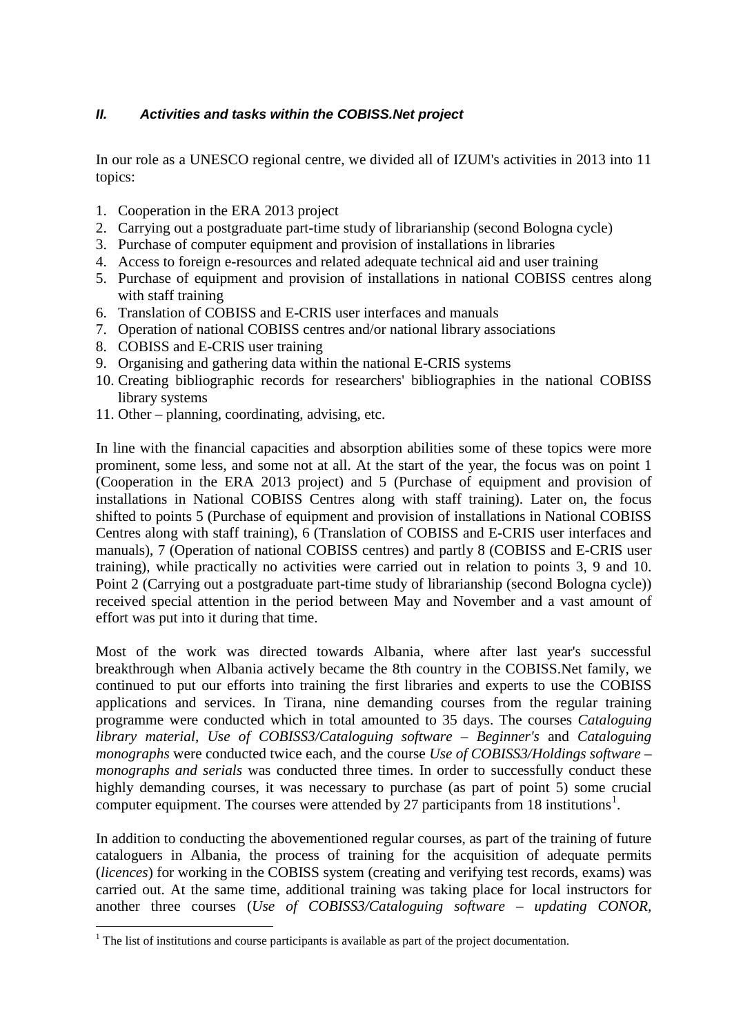## *II. Activities and tasks within the COBISS.Net project*

In our role as a UNESCO regional centre, we divided all of IZUM's activities in 2013 into 11 topics:

1. Cooperation in the ERA 2013 project
2. Carrying out a postgraduate part-time study of librarianship (second Bologna cycle)
3. Purchase of computer equipment and provision of installations in libraries
4. Access to foreign e-resources and related adequate technical aid and user training
5. Purchase of equipment and provision of installations in national COBISS centres along with staff training
6. Translation of COBISS and E-CRIS user interfaces and manuals
7. Operation of national COBISS centres and/or national library associations
8. COBISS and E-CRIS user training
9. Organising and gathering data within the national E-CRIS systems
10. Creating bibliographic records for researchers' bibliographies in the national COBISS library systems
11. Other – planning, coordinating, advising, etc.

In line with the financial capacities and absorption abilities some of these topics were more prominent, some less, and some not at all. At the start of the year, the focus was on point 1 (Cooperation in the ERA 2013 project) and 5 (Purchase of equipment and provision of installations in National COBISS Centres along with staff training). Later on, the focus shifted to points 5 (Purchase of equipment and provision of installations in National COBISS Centres along with staff training), 6 (Translation of COBISS and E-CRIS user interfaces and manuals), 7 (Operation of national COBISS centres) and partly 8 (COBISS and E-CRIS user training), while practically no activities were carried out in relation to points 3, 9 and 10. Point 2 (Carrying out a postgraduate part-time study of librarianship (second Bologna cycle)) received special attention in the period between May and November and a vast amount of effort was put into it during that time.

Most of the work was directed towards Albania, where after last year's successful breakthrough when Albania actively became the 8th country in the COBISS.Net family, we continued to put our efforts into training the first libraries and experts to use the COBISS applications and services. In Tirana, nine demanding courses from the regular training programme were conducted which in total amounted to 35 days. The courses *Cataloguing library material*, *Use of COBISS3/Cataloguing software – Beginner's* and *Cataloguing monographs* were conducted twice each, and the course *Use of COBISS3/Holdings software – monographs and serials* was conducted three times. In order to successfully conduct these highly demanding courses, it was necessary to purchase (as part of point 5) some crucial computer equipment. The courses were attended by 27 participants from 18 institutions[1].

In addition to conducting the abovementioned regular courses, as part of the training of future cataloguers in Albania, the process of training for the acquisition of adequate permits (*licences*) for working in the COBISS system (creating and verifying test records, exams) was carried out. At the same time, additional training was taking place for local instructors for another three courses (*Use of COBISS3/Cataloguing software – updating CONOR*,

[1] The list of institutions and course participants is available as part of the project documentation.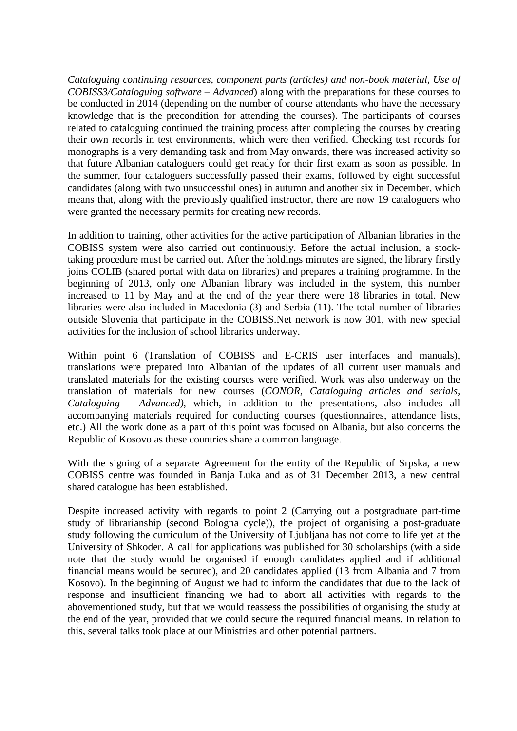*Cataloguing continuing resources, component parts (articles) and non-book material, Use of COBISS3/Cataloguing software – Advanced*) along with the preparations for these courses to be conducted in 2014 (depending on the number of course attendants who have the necessary knowledge that is the precondition for attending the courses). The participants of courses related to cataloguing continued the training process after completing the courses by creating their own records in test environments, which were then verified. Checking test records for monographs is a very demanding task and from May onwards, there was increased activity so that future Albanian cataloguers could get ready for their first exam as soon as possible. In the summer, four cataloguers successfully passed their exams, followed by eight successful candidates (along with two unsuccessful ones) in autumn and another six in December, which means that, along with the previously qualified instructor, there are now 19 cataloguers who were granted the necessary permits for creating new records.

In addition to training, other activities for the active participation of Albanian libraries in the COBISS system were also carried out continuously. Before the actual inclusion, a stock-taking procedure must be carried out. After the holdings minutes are signed, the library firstly joins COLIB (shared portal with data on libraries) and prepares a training programme. In the beginning of 2013, only one Albanian library was included in the system, this number increased to 11 by May and at the end of the year there were 18 libraries in total. New libraries were also included in Macedonia (3) and Serbia (11). The total number of libraries outside Slovenia that participate in the COBISS.Net network is now 301, with new special activities for the inclusion of school libraries underway.

Within point 6 (Translation of COBISS and E-CRIS user interfaces and manuals), translations were prepared into Albanian of the updates of all current user manuals and translated materials for the existing courses were verified. Work was also underway on the translation of materials for new courses (*CONOR, Cataloguing articles and serials, Cataloguing – Advanced)*, which, in addition to the presentations, also includes all accompanying materials required for conducting courses (questionnaires, attendance lists, etc.) All the work done as a part of this point was focused on Albania, but also concerns the Republic of Kosovo as these countries share a common language.

With the signing of a separate Agreement for the entity of the Republic of Srpska, a new COBISS centre was founded in Banja Luka and as of 31 December 2013, a new central shared catalogue has been established.

Despite increased activity with regards to point 2 (Carrying out a postgraduate part-time study of librarianship (second Bologna cycle)), the project of organising a post-graduate study following the curriculum of the University of Ljubljana has not come to life yet at the University of Shkoder. A call for applications was published for 30 scholarships (with a side note that the study would be organised if enough candidates applied and if additional financial means would be secured), and 20 candidates applied (13 from Albania and 7 from Kosovo). In the beginning of August we had to inform the candidates that due to the lack of response and insufficient financing we had to abort all activities with regards to the abovementioned study, but that we would reassess the possibilities of organising the study at the end of the year, provided that we could secure the required financial means. In relation to this, several talks took place at our Ministries and other potential partners.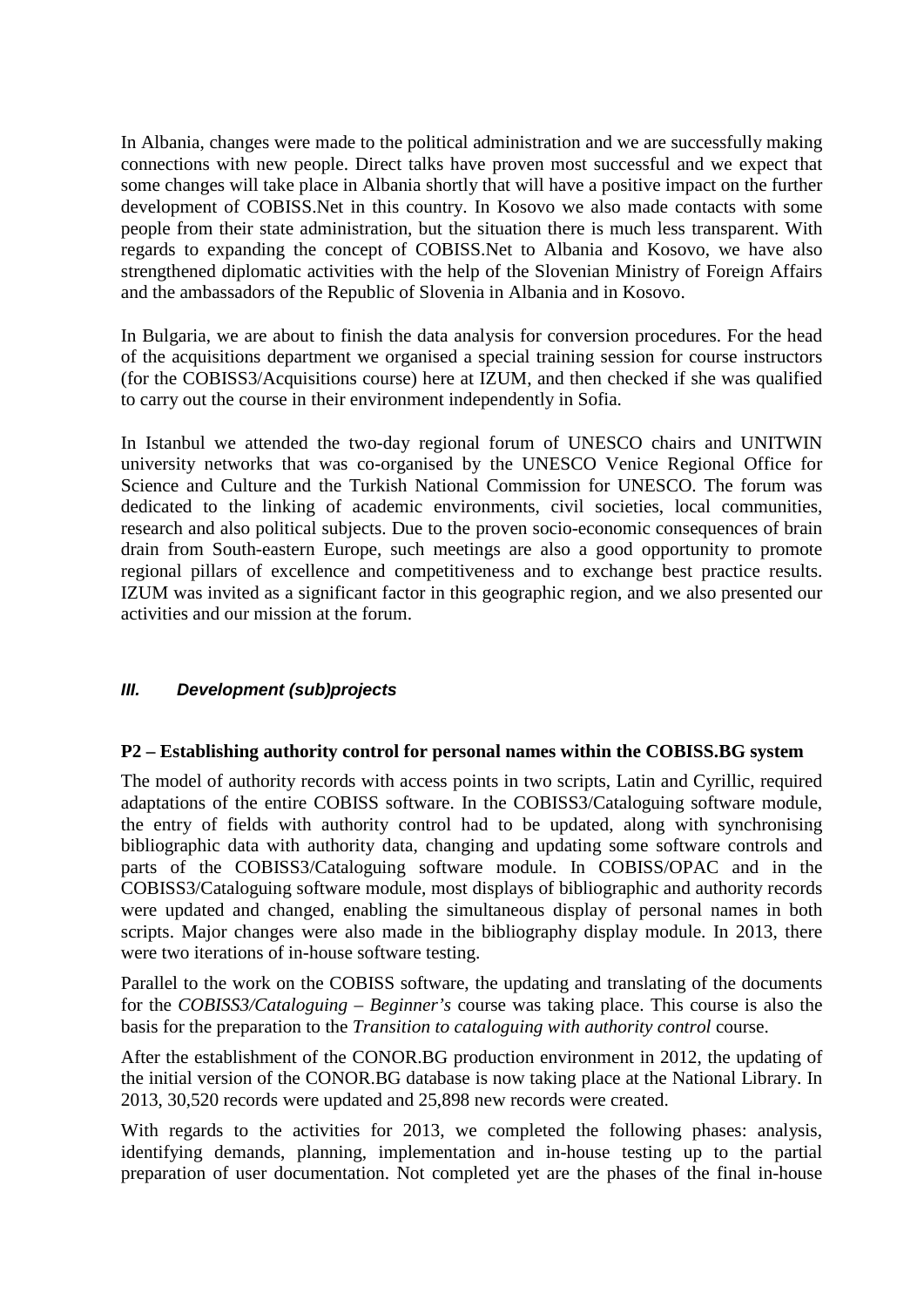In Albania, changes were made to the political administration and we are successfully making connections with new people. Direct talks have proven most successful and we expect that some changes will take place in Albania shortly that will have a positive impact on the further development of COBISS.Net in this country. In Kosovo we also made contacts with some people from their state administration, but the situation there is much less transparent. With regards to expanding the concept of COBISS.Net to Albania and Kosovo, we have also strengthened diplomatic activities with the help of the Slovenian Ministry of Foreign Affairs and the ambassadors of the Republic of Slovenia in Albania and in Kosovo.

In Bulgaria, we are about to finish the data analysis for conversion procedures. For the head of the acquisitions department we organised a special training session for course instructors (for the COBISS3/Acquisitions course) here at IZUM, and then checked if she was qualified to carry out the course in their environment independently in Sofia.

In Istanbul we attended the two-day regional forum of UNESCO chairs and UNITWIN university networks that was co-organised by the UNESCO Venice Regional Office for Science and Culture and the Turkish National Commission for UNESCO. The forum was dedicated to the linking of academic environments, civil societies, local communities, research and also political subjects. Due to the proven socio-economic consequences of brain drain from South-eastern Europe, such meetings are also a good opportunity to promote regional pillars of excellence and competitiveness and to exchange best practice results. IZUM was invited as a significant factor in this geographic region, and we also presented our activities and our mission at the forum.

## *III. Development (sub)projects*

### P2 – Establishing authority control for personal names within the COBISS.BG system

The model of authority records with access points in two scripts, Latin and Cyrillic, required adaptations of the entire COBISS software. In the COBISS3/Cataloguing software module, the entry of fields with authority control had to be updated, along with synchronising bibliographic data with authority data, changing and updating some software controls and parts of the COBISS3/Cataloguing software module. In COBISS/OPAC and in the COBISS3/Cataloguing software module, most displays of bibliographic and authority records were updated and changed, enabling the simultaneous display of personal names in both scripts. Major changes were also made in the bibliography display module. In 2013, there were two iterations of in-house software testing.

Parallel to the work on the COBISS software, the updating and translating of the documents for the *COBISS3/Cataloguing – Beginner's* course was taking place. This course is also the basis for the preparation to the *Transition to cataloguing with authority control* course.

After the establishment of the CONOR.BG production environment in 2012, the updating of the initial version of the CONOR.BG database is now taking place at the National Library. In 2013, 30,520 records were updated and 25,898 new records were created.

With regards to the activities for 2013, we completed the following phases: analysis, identifying demands, planning, implementation and in-house testing up to the partial preparation of user documentation. Not completed yet are the phases of the final in-house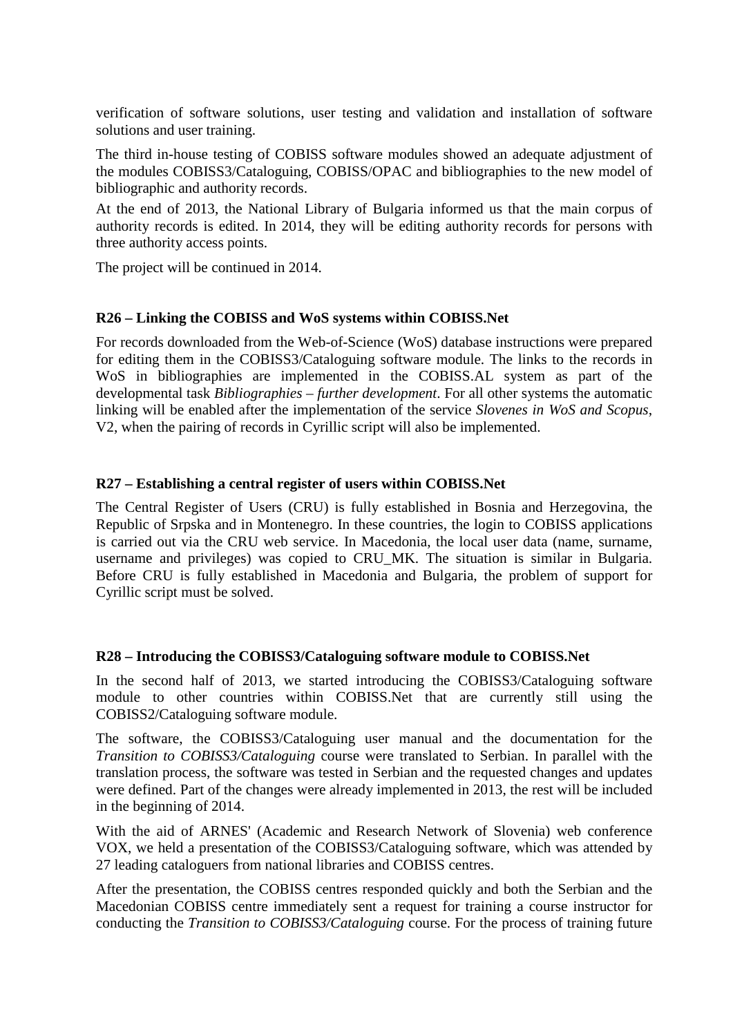verification of software solutions, user testing and validation and installation of software solutions and user training.

The third in-house testing of COBISS software modules showed an adequate adjustment of the modules COBISS3/Cataloguing, COBISS/OPAC and bibliographies to the new model of bibliographic and authority records.

At the end of 2013, the National Library of Bulgaria informed us that the main corpus of authority records is edited. In 2014, they will be editing authority records for persons with three authority access points.

The project will be continued in 2014.

### R26 – Linking the COBISS and WoS systems within COBISS.Net

For records downloaded from the Web-of-Science (WoS) database instructions were prepared for editing them in the COBISS3/Cataloguing software module. The links to the records in WoS in bibliographies are implemented in the COBISS.AL system as part of the developmental task *Bibliographies – further development*. For all other systems the automatic linking will be enabled after the implementation of the service *Slovenes in WoS and Scopus*, V2, when the pairing of records in Cyrillic script will also be implemented.

### R27 – Establishing a central register of users within COBISS.Net

The Central Register of Users (CRU) is fully established in Bosnia and Herzegovina, the Republic of Srpska and in Montenegro. In these countries, the login to COBISS applications is carried out via the CRU web service. In Macedonia, the local user data (name, surname, username and privileges) was copied to CRU_MK. The situation is similar in Bulgaria. Before CRU is fully established in Macedonia and Bulgaria, the problem of support for Cyrillic script must be solved.

### R28 – Introducing the COBISS3/Cataloguing software module to COBISS.Net

In the second half of 2013, we started introducing the COBISS3/Cataloguing software module to other countries within COBISS.Net that are currently still using the COBISS2/Cataloguing software module.

The software, the COBISS3/Cataloguing user manual and the documentation for the *Transition to COBISS3/Cataloguing* course were translated to Serbian. In parallel with the translation process, the software was tested in Serbian and the requested changes and updates were defined. Part of the changes were already implemented in 2013, the rest will be included in the beginning of 2014.

With the aid of ARNES' (Academic and Research Network of Slovenia) web conference VOX, we held a presentation of the COBISS3/Cataloguing software, which was attended by 27 leading cataloguers from national libraries and COBISS centres.

After the presentation, the COBISS centres responded quickly and both the Serbian and the Macedonian COBISS centre immediately sent a request for training a course instructor for conducting the *Transition to COBISS3/Cataloguing* course. For the process of training future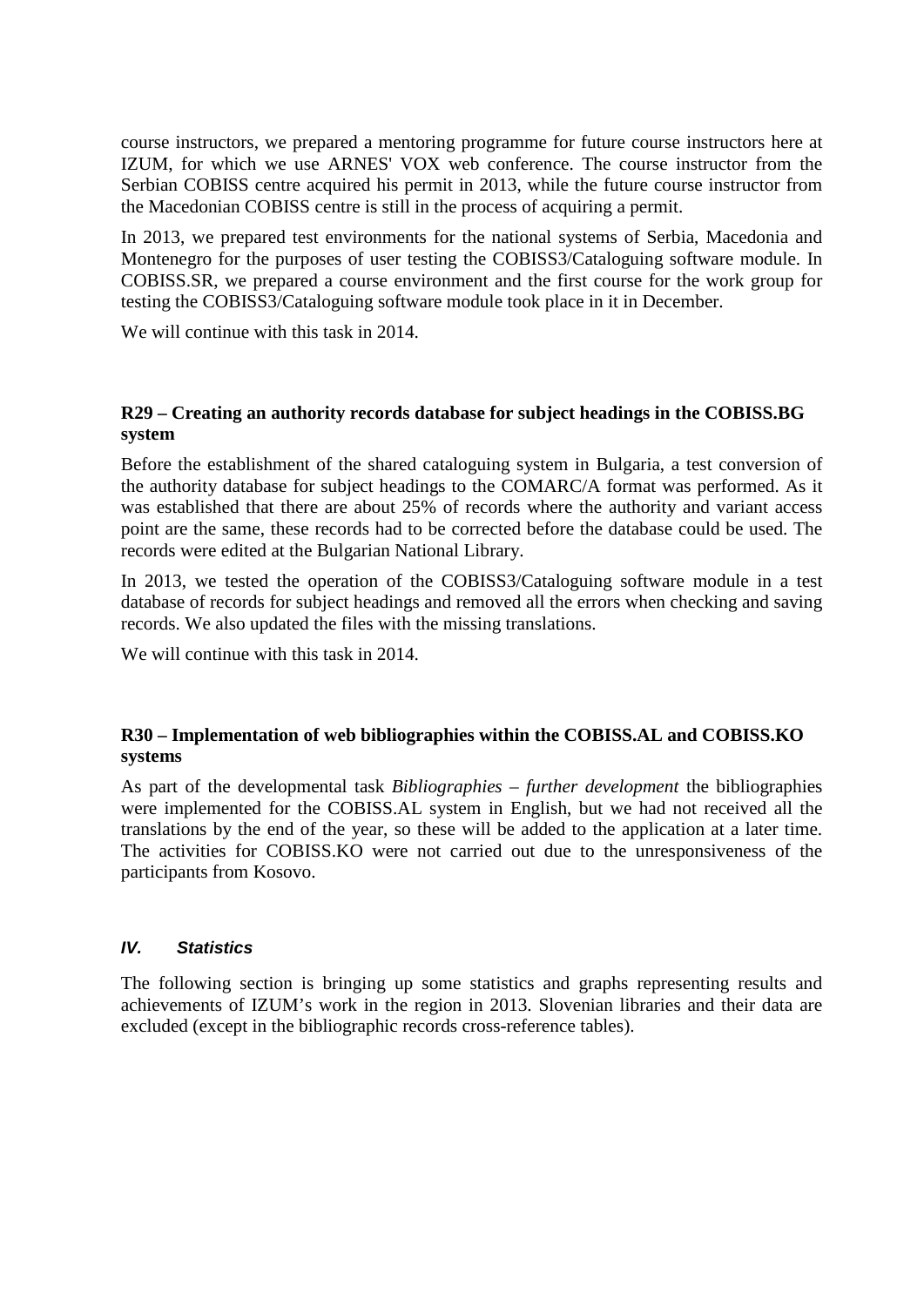course instructors, we prepared a mentoring programme for future course instructors here at IZUM, for which we use ARNES' VOX web conference. The course instructor from the Serbian COBISS centre acquired his permit in 2013, while the future course instructor from the Macedonian COBISS centre is still in the process of acquiring a permit.

In 2013, we prepared test environments for the national systems of Serbia, Macedonia and Montenegro for the purposes of user testing the COBISS3/Cataloguing software module. In COBISS.SR, we prepared a course environment and the first course for the work group for testing the COBISS3/Cataloguing software module took place in it in December.

We will continue with this task in 2014.

**R29 – Creating an authority records database for subject headings in the COBISS.BG system**

Before the establishment of the shared cataloguing system in Bulgaria, a test conversion of the authority database for subject headings to the COMARC/A format was performed. As it was established that there are about 25% of records where the authority and variant access point are the same, these records had to be corrected before the database could be used. The records were edited at the Bulgarian National Library.

In 2013, we tested the operation of the COBISS3/Cataloguing software module in a test database of records for subject headings and removed all the errors when checking and saving records. We also updated the files with the missing translations.

We will continue with this task in 2014.

**R30 – Implementation of web bibliographies within the COBISS.AL and COBISS.KO systems**

As part of the developmental task *Bibliographies – further development* the bibliographies were implemented for the COBISS.AL system in English, but we had not received all the translations by the end of the year, so these will be added to the application at a later time. The activities for COBISS.KO were not carried out due to the unresponsiveness of the participants from Kosovo.

## *IV. Statistics*

The following section is bringing up some statistics and graphs representing results and achievements of IZUM's work in the region in 2013. Slovenian libraries and their data are excluded (except in the bibliographic records cross-reference tables).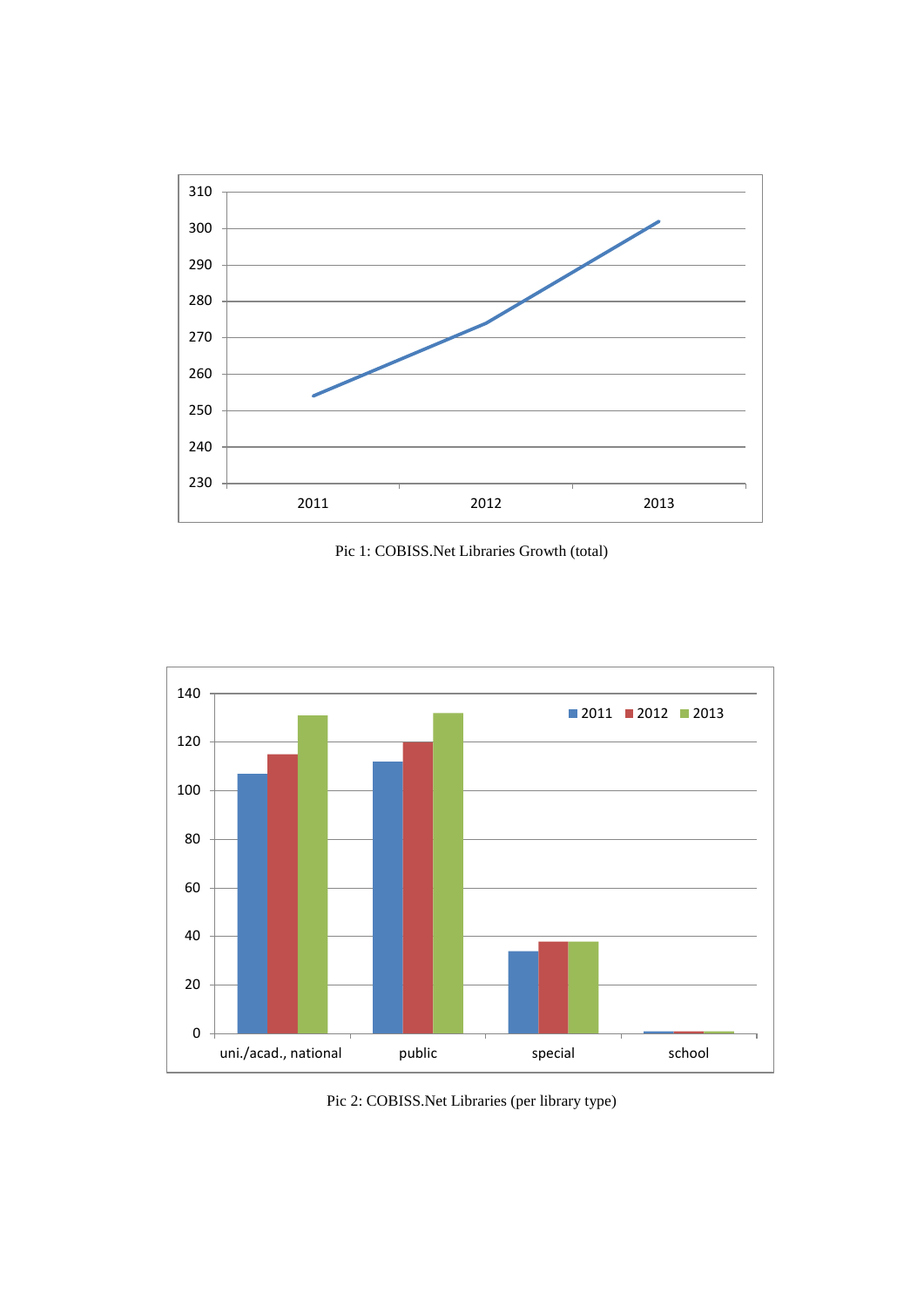Pic 1: COBISS.Net Libraries Growth (total)

Pic 2: COBISS.Net Libraries (per library type)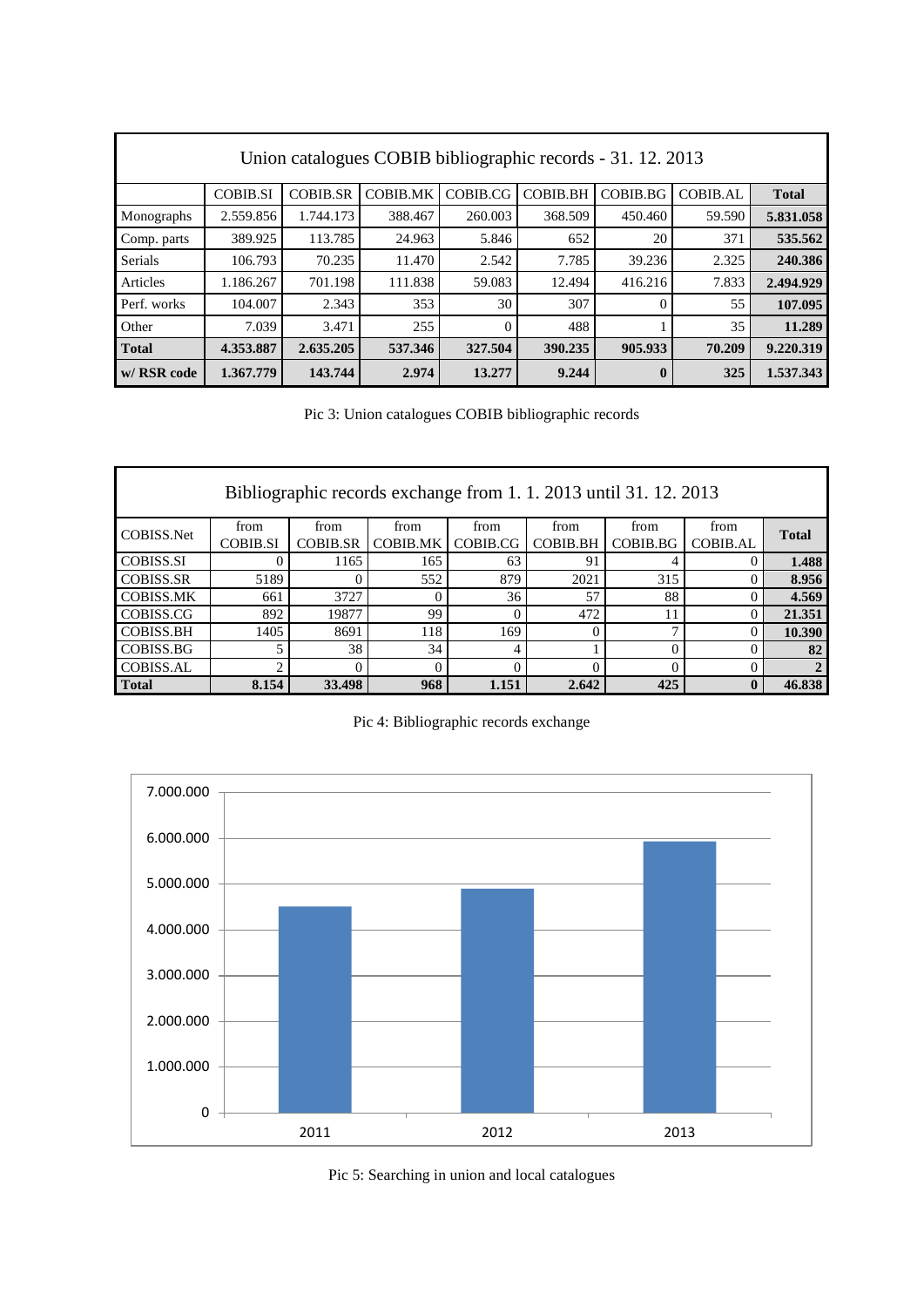| Union catalogues COBIB bibliographic records - 31. 12. 2013 | | | | | | | | |
|---|---|---|---|---|---|---|---|---|
| | COBIB.SI | COBIB.SR | COBIB.MK | COBIB.CG | COBIB.BH | COBIB.BG | COBIB.AL | **Total** |
| Monographs | 2.559.856 | 1.744.173 | 388.467 | 260.003 | 368.509 | 450.460 | 59.590 | **5.831.058** |
| Comp. parts | 389.925 | 113.785 | 24.963 | 5.846 | 652 | 20 | 371 | **535.562** |
| Serials | 106.793 | 70.235 | 11.470 | 2.542 | 7.785 | 39.236 | 2.325 | **240.386** |
| Articles | 1.186.267 | 701.198 | 111.838 | 59.083 | 12.494 | 416.216 | 7.833 | **2.494.929** |
| Perf. works | 104.007 | 2.343 | 353 | 30 | 307 | 0 | 55 | **107.095** |
| Other | 7.039 | 3.471 | 255 | 0 | 488 | 1 | 35 | **11.289** |
| **Total** | **4.353.887** | **2.635.205** | **537.346** | **327.504** | **390.235** | **905.933** | **70.209** | **9.220.319** |
| **w/ RSR code** | **1.367.779** | **143.744** | **2.974** | **13.277** | **9.244** | **0** | **325** | **1.537.343** |

Pic 3: Union catalogues COBIB bibliographic records

| Bibliographic records exchange from 1. 1. 2013 until 31. 12. 2013 | | | | | | | | |
|---|---|---|---|---|---|---|---|---|
| COBISS.Net | from COBIB.SI | from COBIB.SR | from COBIB.MK | from COBIB.CG | from COBIB.BH | from COBIB.BG | from COBIB.AL | **Total** |
| COBISS.SI | 0 | 1165 | 165 | 63 | 91 | 4 | 0 | **1.488** |
| COBISS.SR | 5189 | 0 | 552 | 879 | 2021 | 315 | 0 | **8.956** |
| COBISS.MK | 661 | 3727 | 0 | 36 | 57 | 88 | 0 | **4.569** |
| COBISS.CG | 892 | 19877 | 99 | 0 | 472 | 11 | 0 | **21.351** |
| COBISS.BH | 1405 | 8691 | 118 | 169 | 0 | 7 | 0 | **10.390** |
| COBISS.BG | 5 | 38 | 34 | 4 | 1 | 0 | 0 | **82** |
| COBISS.AL | 2 | 0 | 0 | 0 | 0 | 0 | 0 | **2** |
| **Total** | **8.154** | **33.498** | **968** | **1.151** | **2.642** | **425** | **0** | **46.838** |

Pic 4: Bibliographic records exchange

Pic 5: Searching in union and local catalogues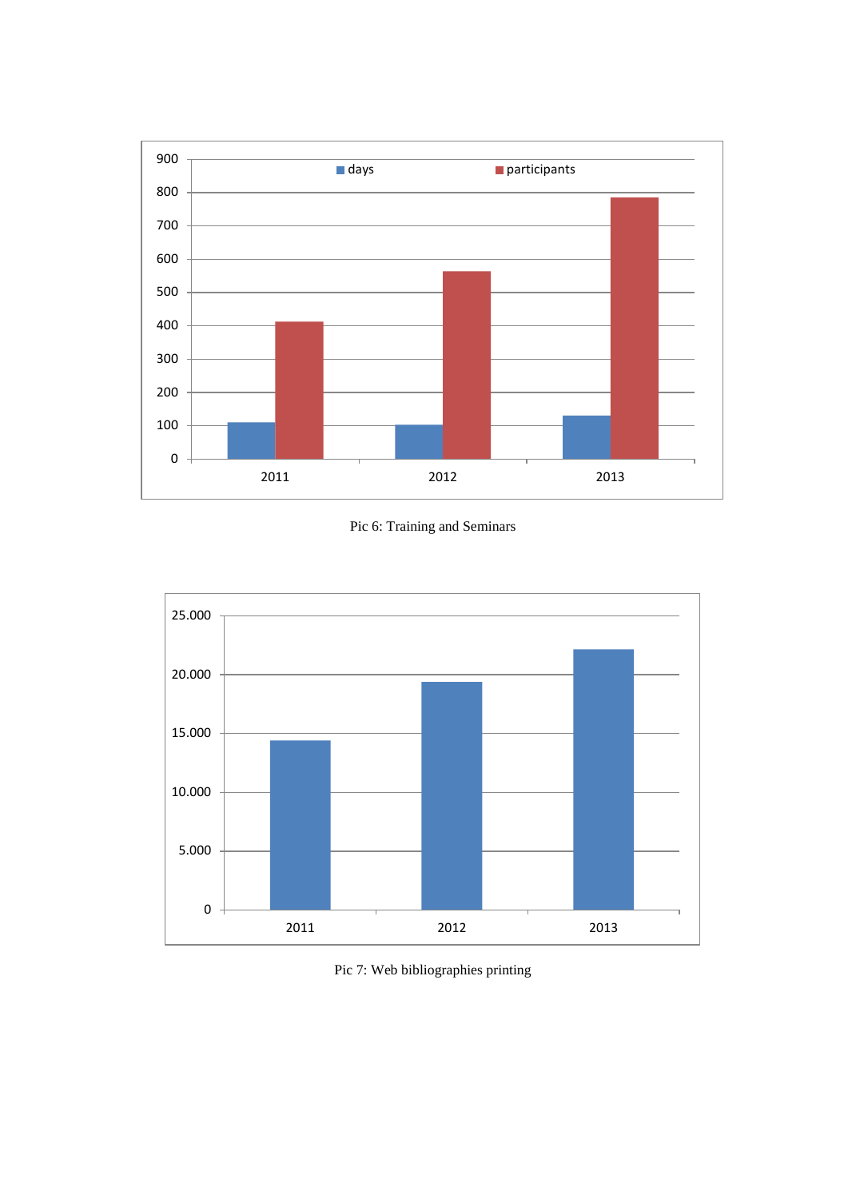Pic 6: Training and Seminars

Pic 7: Web bibliographies printing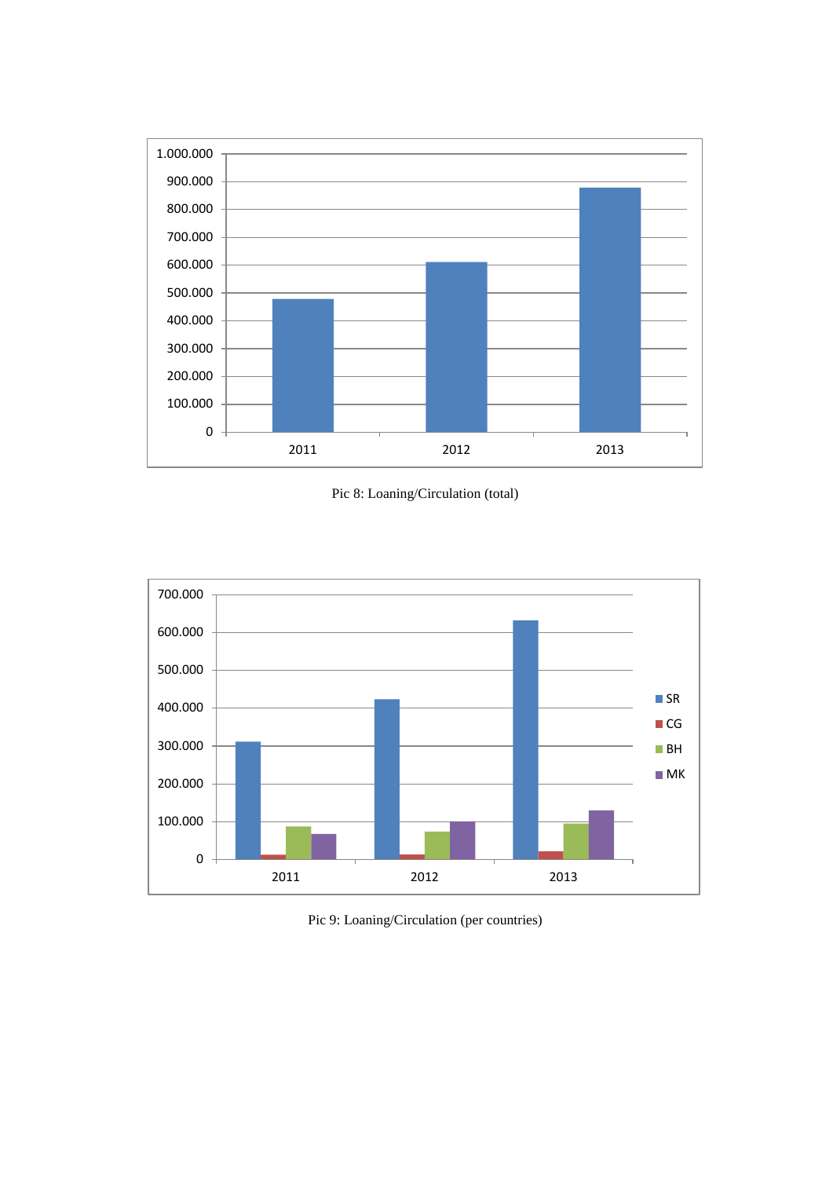Pic 8: Loaning/Circulation (total)

Pic 9: Loaning/Circulation (per countries)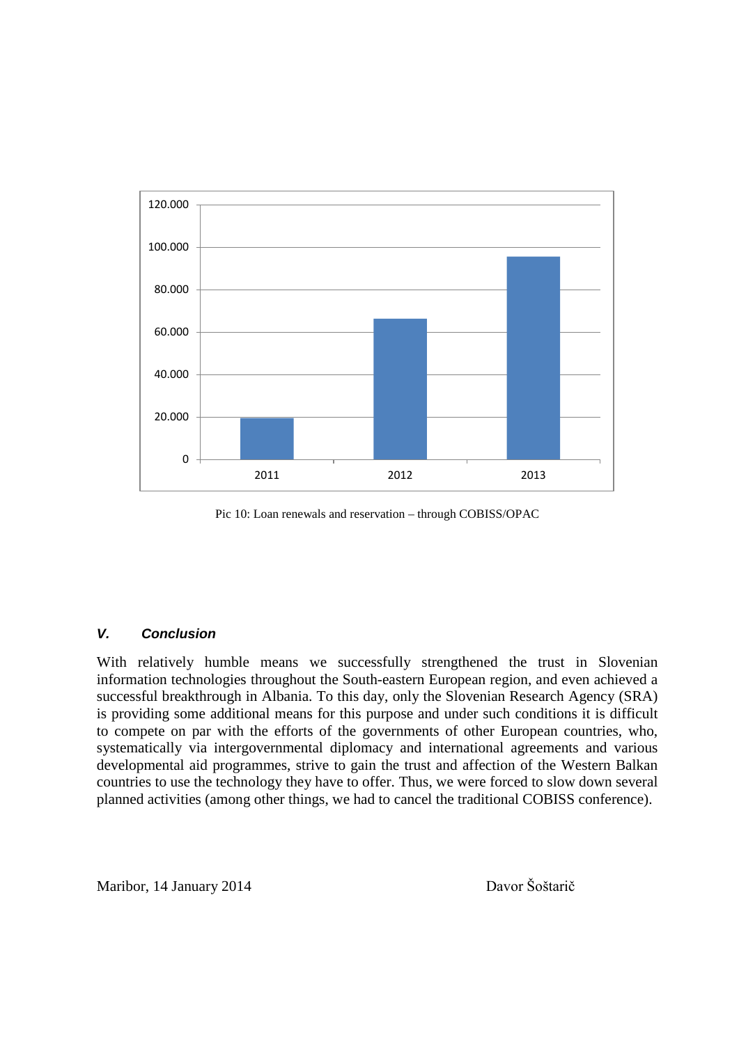120.000
100.000
80.000
60.000
40.000
20.000
0

2011
2012
2013

Pic 10: Loan renewals and reservation – through COBISS/OPAC

## *V. Conclusion*

With relatively humble means we successfully strengthened the trust in Slovenian information technologies throughout the South-eastern European region, and even achieved a successful breakthrough in Albania. To this day, only the Slovenian Research Agency (SRA) is providing some additional means for this purpose and under such conditions it is difficult to compete on par with the efforts of the governments of other European countries, who, systematically via intergovernmental diplomacy and international agreements and various developmental aid programmes, strive to gain the trust and affection of the Western Balkan countries to use the technology they have to offer. Thus, we were forced to slow down several planned activities (among other things, we had to cancel the traditional COBISS conference).

Maribor, 14 January 2014

Davor Šoštarič